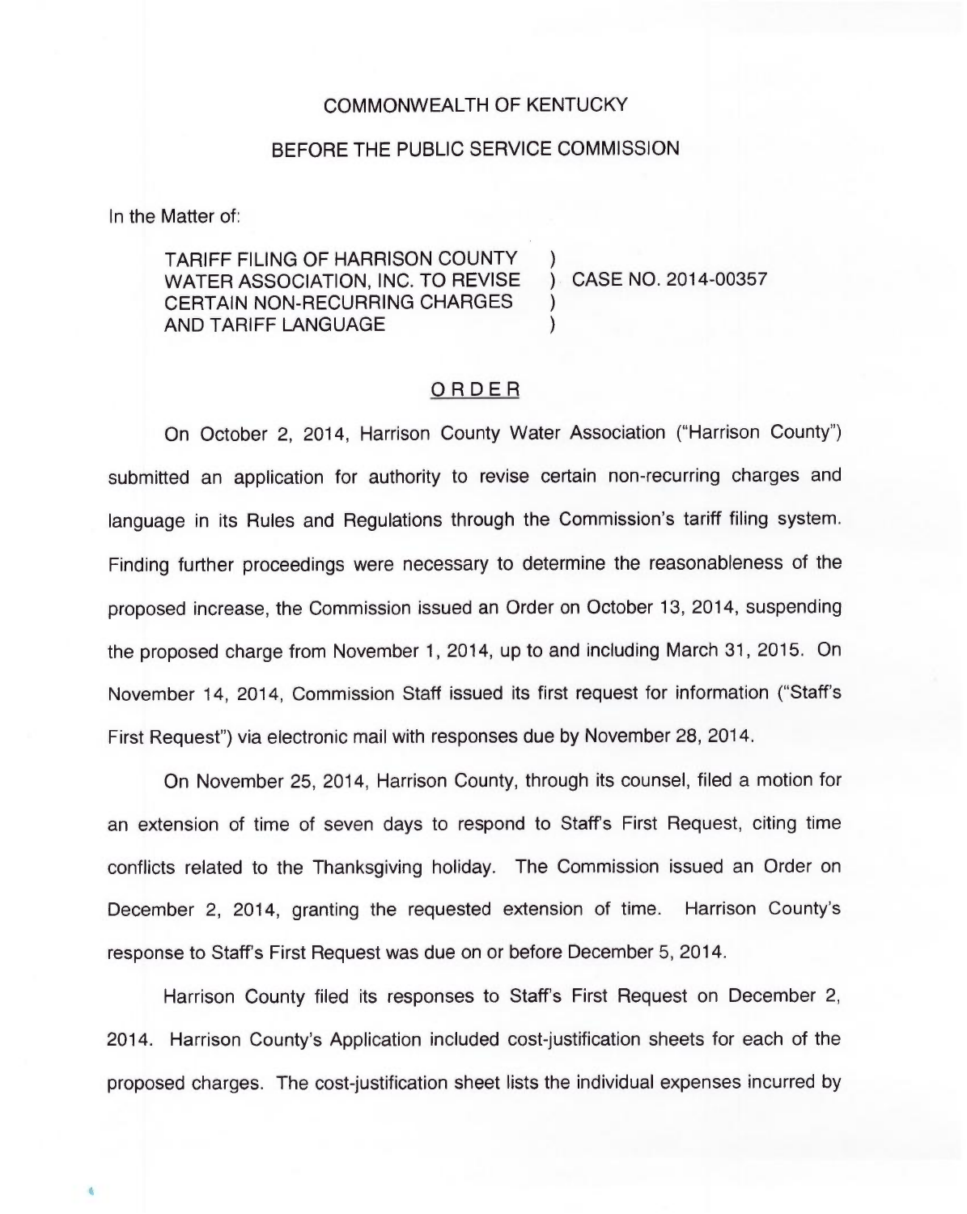COMMONWEALTH OF KENTUCKY

BEFORE THE PUBLIC SERVICE COMMISSION

In the Matter of:

TARIFF FILING OF HARRISON COUNTY WATER ASSOCIATION, INC. TO REVISE CERTAIN NON-RECURRING CHARGES AND TARIFF LANGUAGE ) CASE NO. 2014-00357

## ORDER

On October 2, 2014, Harrison County Water Association ("Harrison County") submitted an application for authority to revise certain non-recurring charges and language in its Rules and Regulations through the Commission's tariff filing system. Finding further proceedings were necessary to determine the reasonableness of the proposed increase, the Commission issued an Order on October 13, 2014, suspending the proposed charge from November 1, 2014, up to and including March 31, 2015. On November 14, 2014, Commission Staff issued its first request for information ("Staff's First Request") via electronic mail with responses due by November 28, 2014.

On November 25, 2014, Harrison County, through its counsel, filed a motion for an extension of time of seven days to respond to Staff's First Request, citing time conflicts related to the Thanksgiving holiday. The Commission issued an Order on December 2, 2014, granting the requested extension of time. Harrison County's response to Staff's First Request was due on or before December 5, 2014.

Harrison County filed its responses to Staff's First Request on December 2, 2014. Harrison County's Application included cost-justification sheets for each of the proposed charges. The cost-justification sheet lists the individual expenses incurred by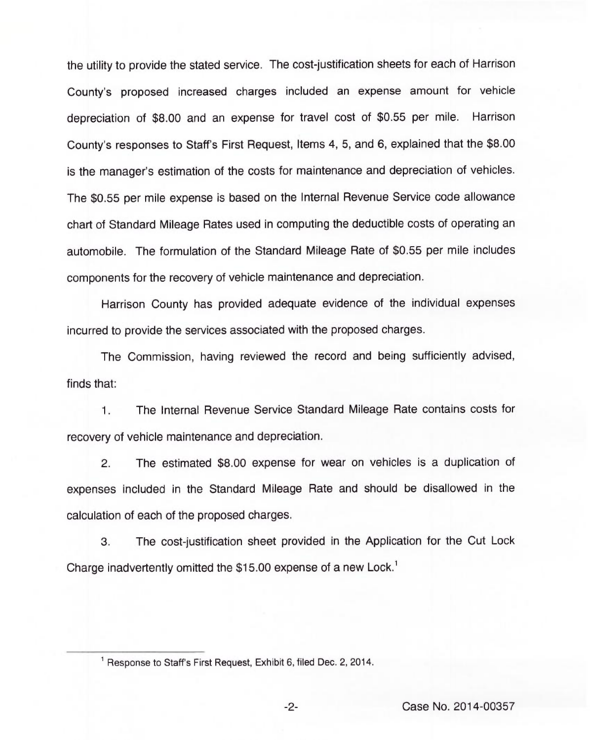the utility to provide the stated service. The cost-justification sheets for each of Harrison County's proposed increased charges included an expense amount for vehicle depreciation of $8.00 and an expense for travel cost of $0.55 per mile. Harrison County's responses to Staff's First Request, Items 4, 5, and 6, explained that the $8.00 is the manager's estimation of the costs for maintenance and depreciation of vehicles. The $0.55 per mile expense is based on the Internal Revenue Service code allowance chart of Standard Mileage Rates used in computing the deductible costs of operating an automobile. The formulation of the Standard Mileage Rate of $0.55 per mile includes components for the recovery of vehicle maintenance and depreciation.

Harrison County has provided adequate evidence of the individual expenses incurred to provide the services associated with the proposed charges.

The Commission, having reviewed the record and being sufficiently advised, finds that:

1. The Internal Revenue Service Standard Mileage Rate contains costs for recovery of vehicle maintenance and depreciation.

2. The estimated $8.00 expense for wear on vehicles is a duplication of expenses included in the Standard Mileage Rate and should be disallowed in the calculation of each of the proposed charges.

3. The cost-justification sheet provided in the Application for the Cut Lock Charge inadvertently omitted the $15.00 expense of a new Lock.[1]

---

[1] Response to Staff's First Request, Exhibit 6, filed Dec. 2, 2014.

Case No. 2014-00357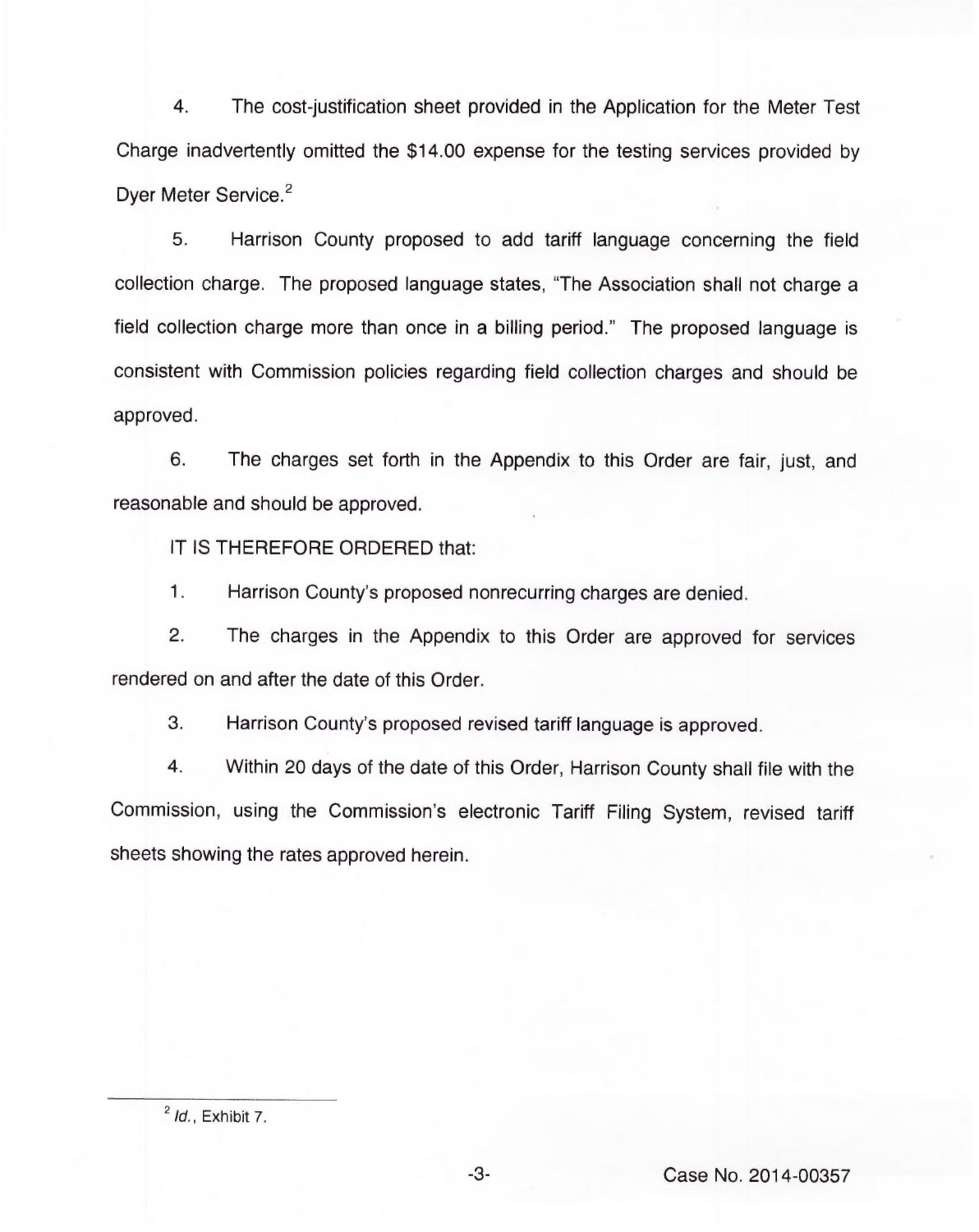4. The cost-justification sheet provided in the Application for the Meter Test Charge inadvertently omitted the $14.00 expense for the testing services provided by Dyer Meter Service.[2]

5. Harrison County proposed to add tariff language concerning the field collection charge. The proposed language states, "The Association shall not charge a field collection charge more than once in a billing period." The proposed language is consistent with Commission policies regarding field collection charges and should be approved.

6. The charges set forth in the Appendix to this Order are fair, just, and reasonable and should be approved.

IT IS THEREFORE ORDERED that:

1. Harrison County's proposed nonrecurring charges are denied.

2. The charges in the Appendix to this Order are approved for services rendered on and after the date of this Order.

3. Harrison County's proposed revised tariff language is approved.

4. Within 20 days of the date of this Order, Harrison County shall file with the Commission, using the Commission's electronic Tariff Filing System, revised tariff sheets showing the rates approved herein.

---

[2] *Id.*, Exhibit 7.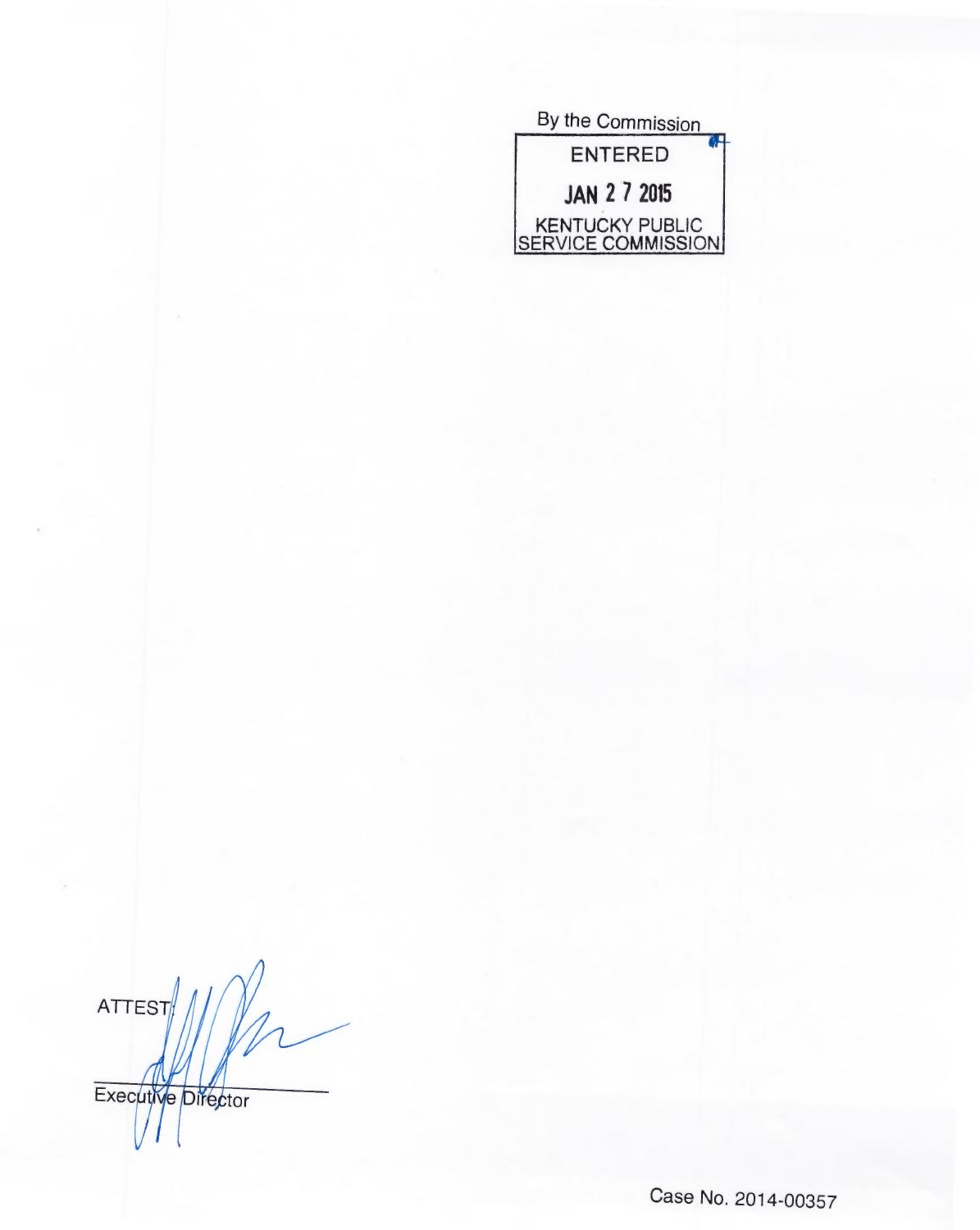By the Commission

ENTERED

JAN 2 7 2015

KENTUCKY PUBLIC SERVICE COMMISSION

ATTEST:

Executive Director

Case No. 2014-00357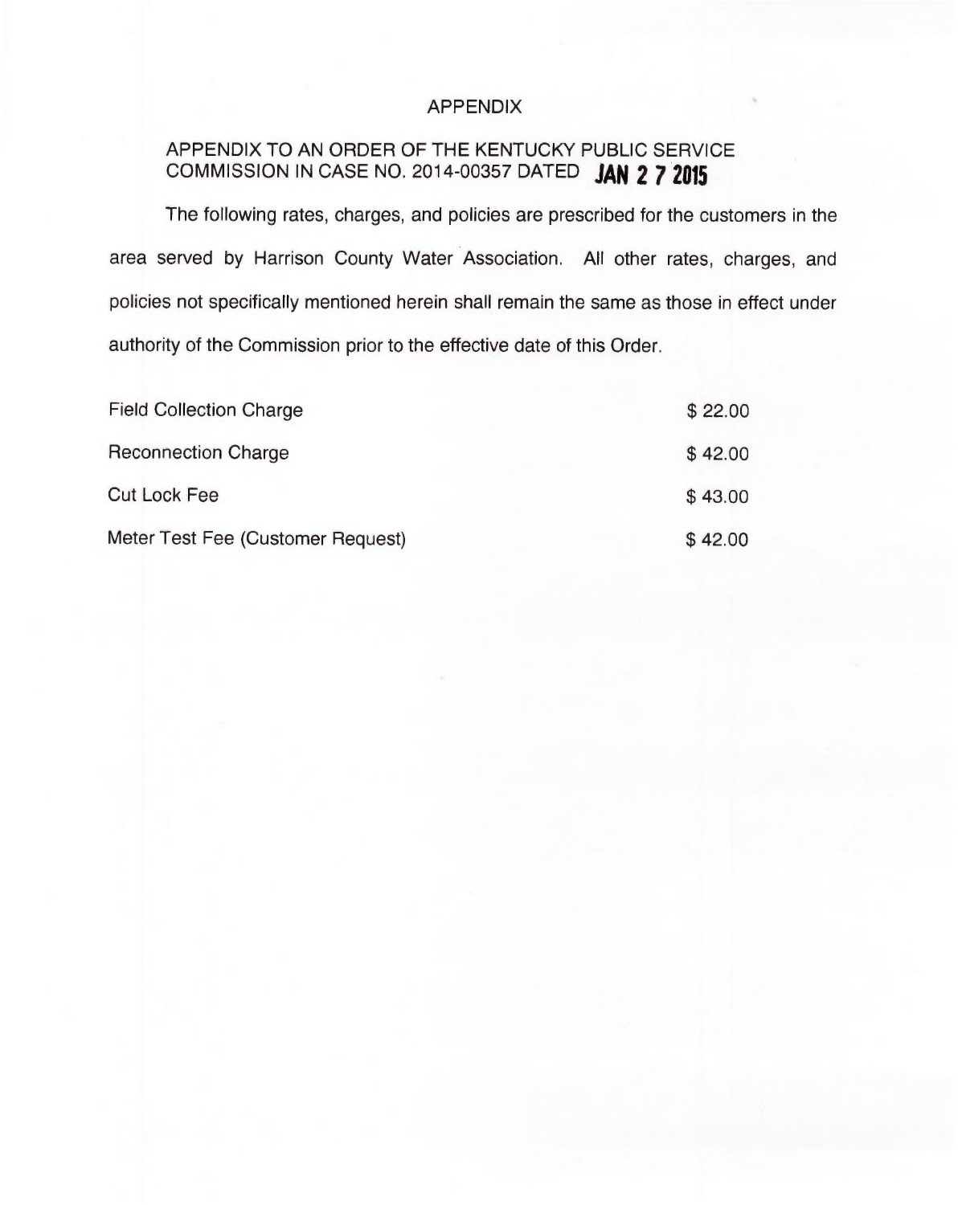# APPENDIX

## APPENDIX TO AN ORDER OF THE KENTUCKY PUBLIC SERVICE COMMISSION IN CASE NO. 2014-00357 DATED JAN 27 2015

The following rates, charges, and policies are prescribed for the customers in the area served by Harrison County Water Association. All other rates, charges, and policies not specifically mentioned herein shall remain the same as those in effect under authority of the Commission prior to the effective date of this Order.

| | |
|---|---|
| Field Collection Charge | $ 22.00 |
| Reconnection Charge | $ 42.00 |
| Cut Lock Fee | $ 43.00 |
| Meter Test Fee (Customer Request) | $ 42.00 |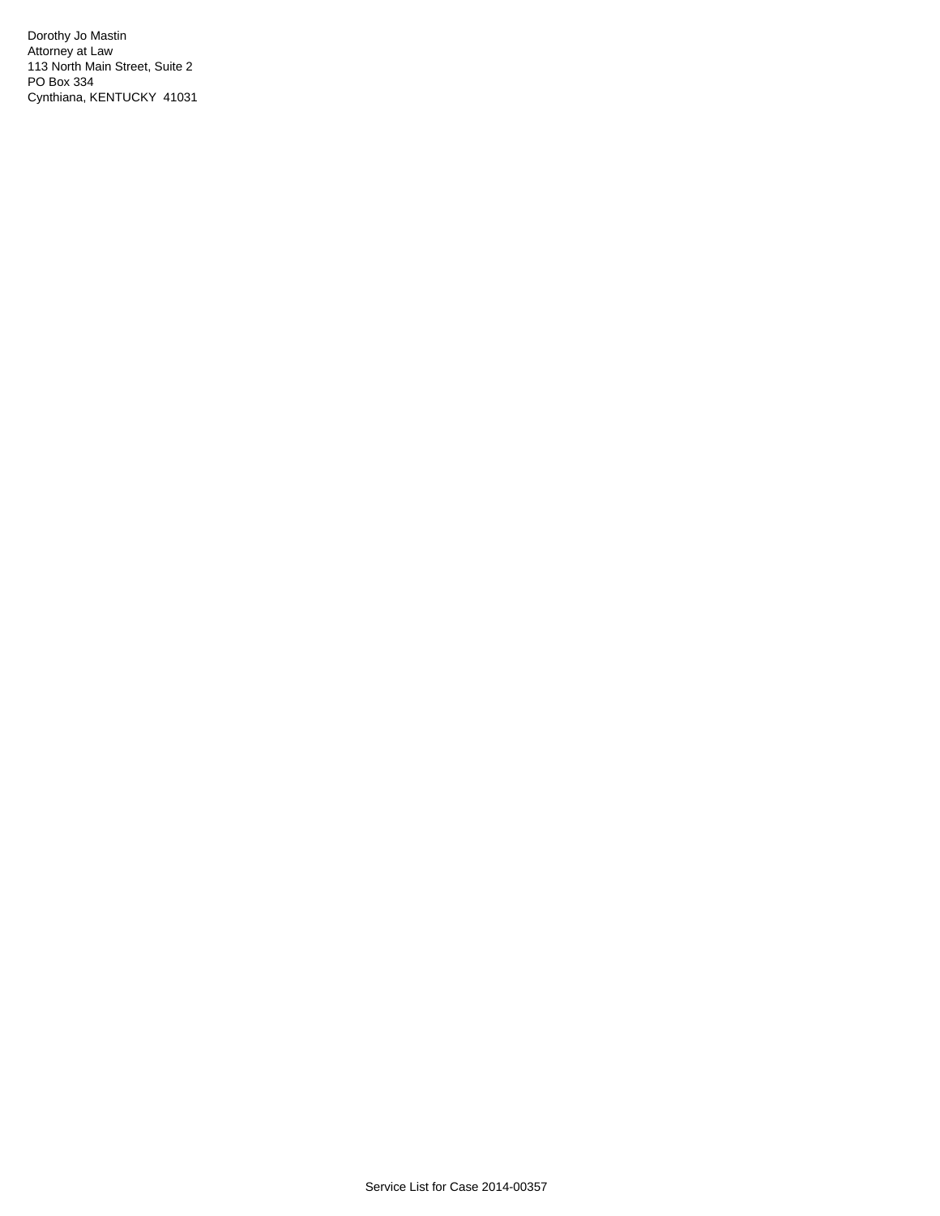Dorothy Jo Mastin
Attorney at Law
113 North Main Street, Suite 2
PO Box 334
Cynthiana, KENTUCKY  41031